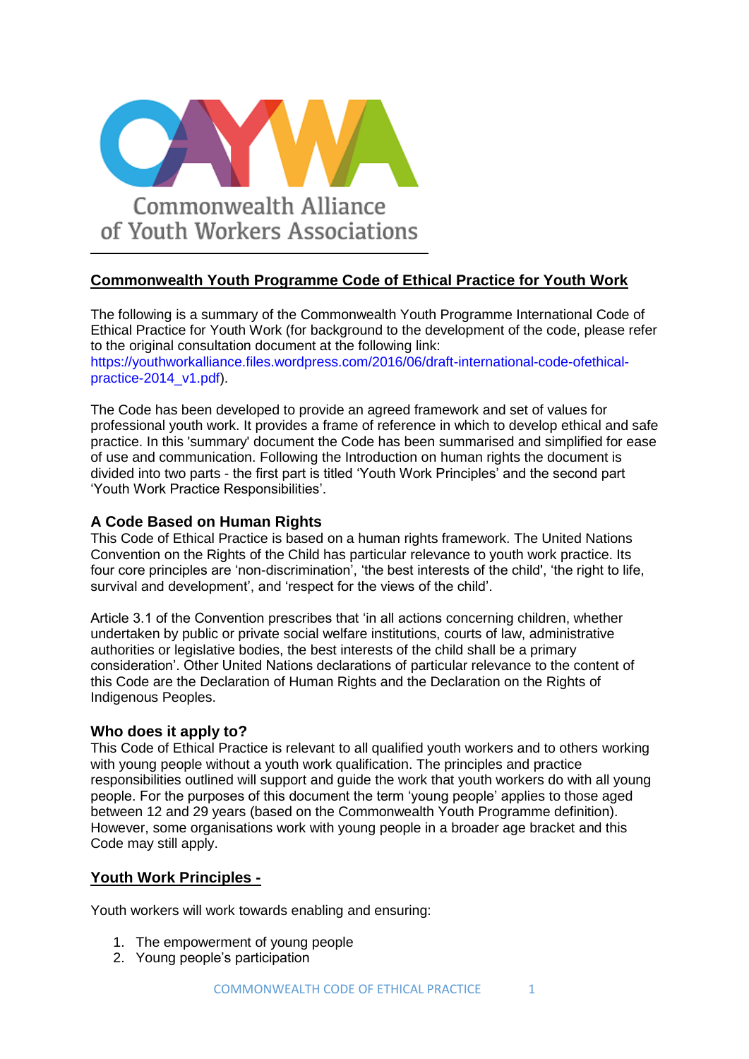Commonwealth Alliance of Youth Workers Associations

## Commonwealth Youth Programme Code of Ethical Practice for Youth Work

The following is a summary of the Commonwealth Youth Programme International Code of Ethical Practice for Youth Work (for background to the development of the code, please refer to the original consultation document at the following link: https://youthworkalliance.files.wordpress.com/2016/06/draft-international-code-ofethical-practice-2014_v1.pdf).

The Code has been developed to provide an agreed framework and set of values for professional youth work. It provides a frame of reference in which to develop ethical and safe practice. In this 'summary' document the Code has been summarised and simplified for ease of use and communication. Following the Introduction on human rights the document is divided into two parts - the first part is titled 'Youth Work Principles' and the second part 'Youth Work Practice Responsibilities'.

### A Code Based on Human Rights

This Code of Ethical Practice is based on a human rights framework. The United Nations Convention on the Rights of the Child has particular relevance to youth work practice. Its four core principles are 'non-discrimination', 'the best interests of the child', 'the right to life, survival and development', and 'respect for the views of the child'.

Article 3.1 of the Convention prescribes that 'in all actions concerning children, whether undertaken by public or private social welfare institutions, courts of law, administrative authorities or legislative bodies, the best interests of the child shall be a primary consideration'. Other United Nations declarations of particular relevance to the content of this Code are the Declaration of Human Rights and the Declaration on the Rights of Indigenous Peoples.

### Who does it apply to?

This Code of Ethical Practice is relevant to all qualified youth workers and to others working with young people without a youth work qualification. The principles and practice responsibilities outlined will support and guide the work that youth workers do with all young people. For the purposes of this document the term 'young people' applies to those aged between 12 and 29 years (based on the Commonwealth Youth Programme definition). However, some organisations work with young people in a broader age bracket and this Code may still apply.

### Youth Work Principles -

Youth workers will work towards enabling and ensuring:

1. The empowerment of young people
2. Young people's participation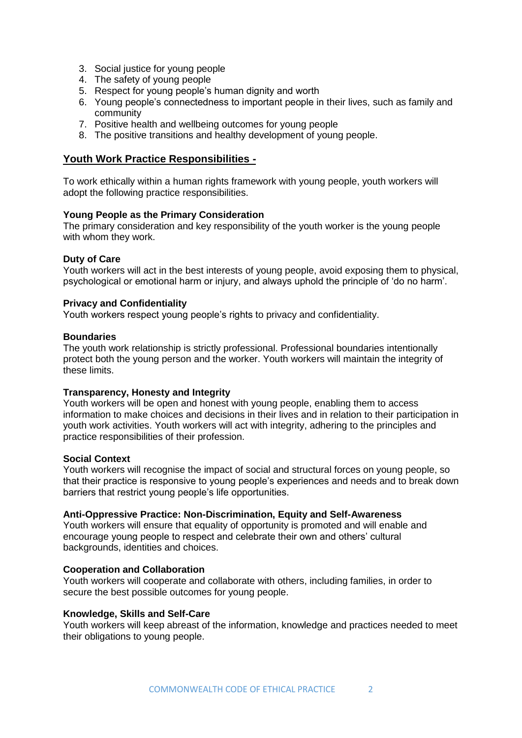3. Social justice for young people
4. The safety of young people
5. Respect for young people's human dignity and worth
6. Young people's connectedness to important people in their lives, such as family and community
7. Positive health and wellbeing outcomes for young people
8. The positive transitions and healthy development of young people.

## Youth Work Practice Responsibilities -

To work ethically within a human rights framework with young people, youth workers will adopt the following practice responsibilities.

**Young People as the Primary Consideration**
The primary consideration and key responsibility of the youth worker is the young people with whom they work.

**Duty of Care**
Youth workers will act in the best interests of young people, avoid exposing them to physical, psychological or emotional harm or injury, and always uphold the principle of 'do no harm'.

**Privacy and Confidentiality**
Youth workers respect young people's rights to privacy and confidentiality.

**Boundaries**
The youth work relationship is strictly professional. Professional boundaries intentionally protect both the young person and the worker. Youth workers will maintain the integrity of these limits.

**Transparency, Honesty and Integrity**
Youth workers will be open and honest with young people, enabling them to access information to make choices and decisions in their lives and in relation to their participation in youth work activities. Youth workers will act with integrity, adhering to the principles and practice responsibilities of their profession.

**Social Context**
Youth workers will recognise the impact of social and structural forces on young people, so that their practice is responsive to young people's experiences and needs and to break down barriers that restrict young people's life opportunities.

**Anti-Oppressive Practice: Non-Discrimination, Equity and Self-Awareness**
Youth workers will ensure that equality of opportunity is promoted and will enable and encourage young people to respect and celebrate their own and others' cultural backgrounds, identities and choices.

**Cooperation and Collaboration**
Youth workers will cooperate and collaborate with others, including families, in order to secure the best possible outcomes for young people.

**Knowledge, Skills and Self-Care**
Youth workers will keep abreast of the information, knowledge and practices needed to meet their obligations to young people.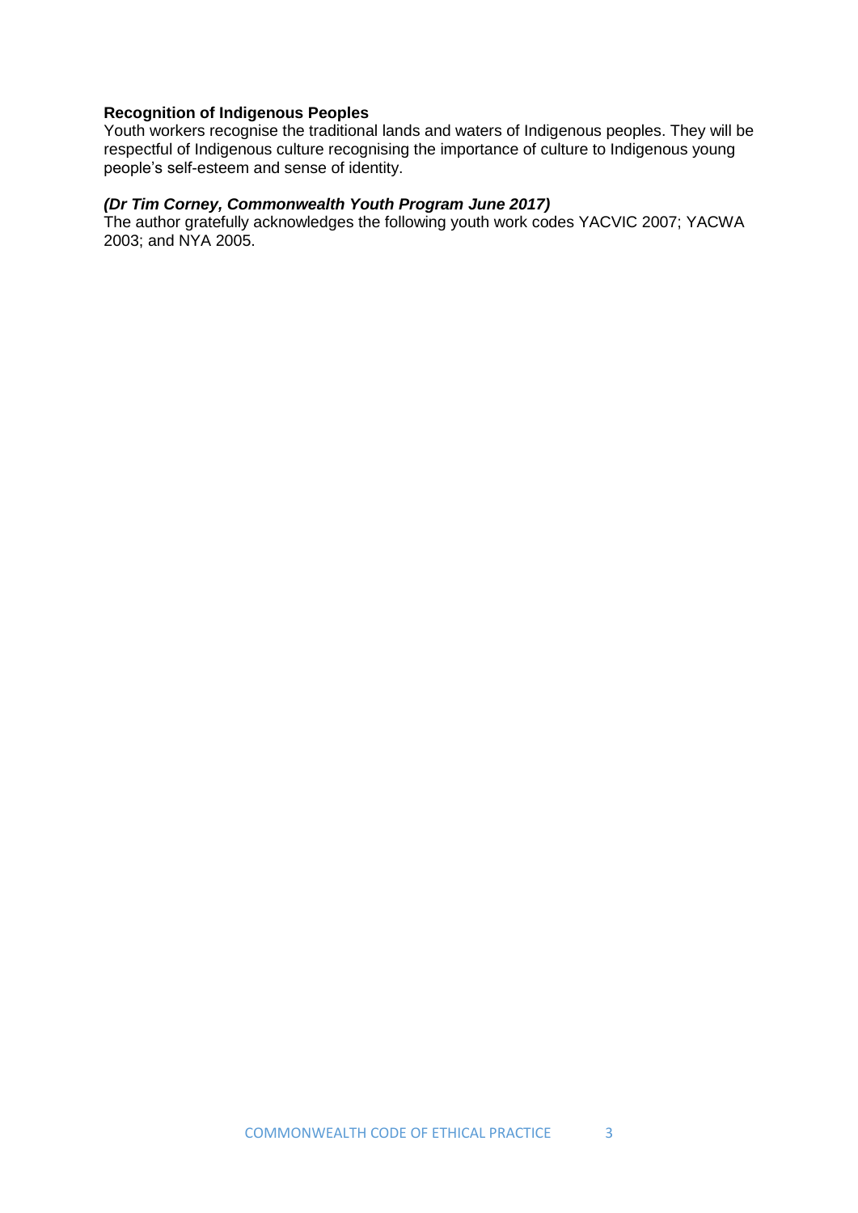**Recognition of Indigenous Peoples**
Youth workers recognise the traditional lands and waters of Indigenous peoples. They will be respectful of Indigenous culture recognising the importance of culture to Indigenous young people's self-esteem and sense of identity.

***(Dr Tim Corney, Commonwealth Youth Program June 2017)***
The author gratefully acknowledges the following youth work codes YACVIC 2007; YACWA 2003; and NYA 2005.